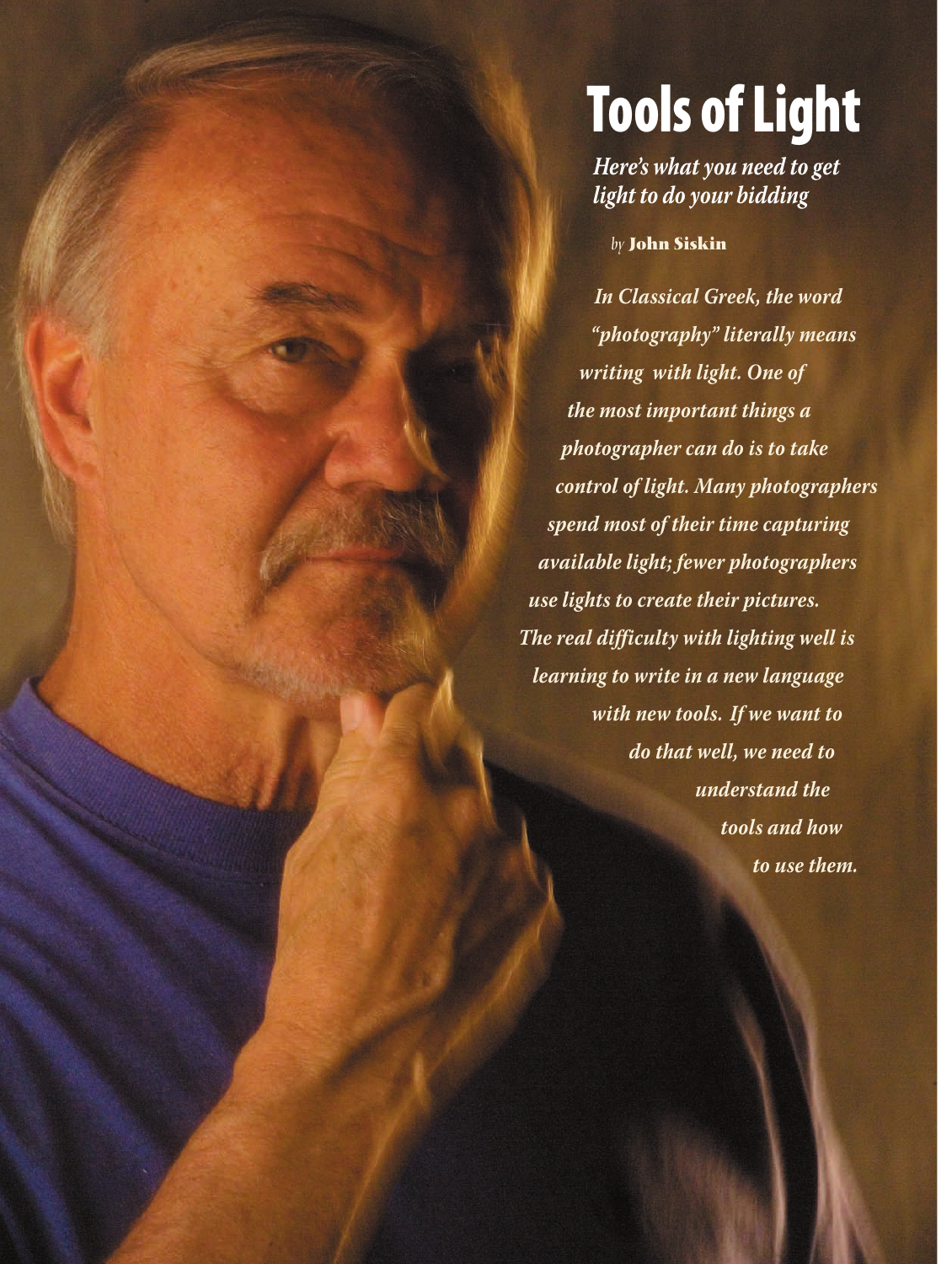# Tools of Light

***Here's what you need to get light to do your bidding***

*by* **John Siskin**

***In Classical Greek, the word "photography" literally means writing with light. One of the most important things a photographer can do is to take control of light. Many photographers spend most of their time capturing available light; fewer photographers use lights to create their pictures. The real difficulty with lighting well is learning to write in a new language with new tools. If we want to do that well, we need to understand the tools and how to use them.***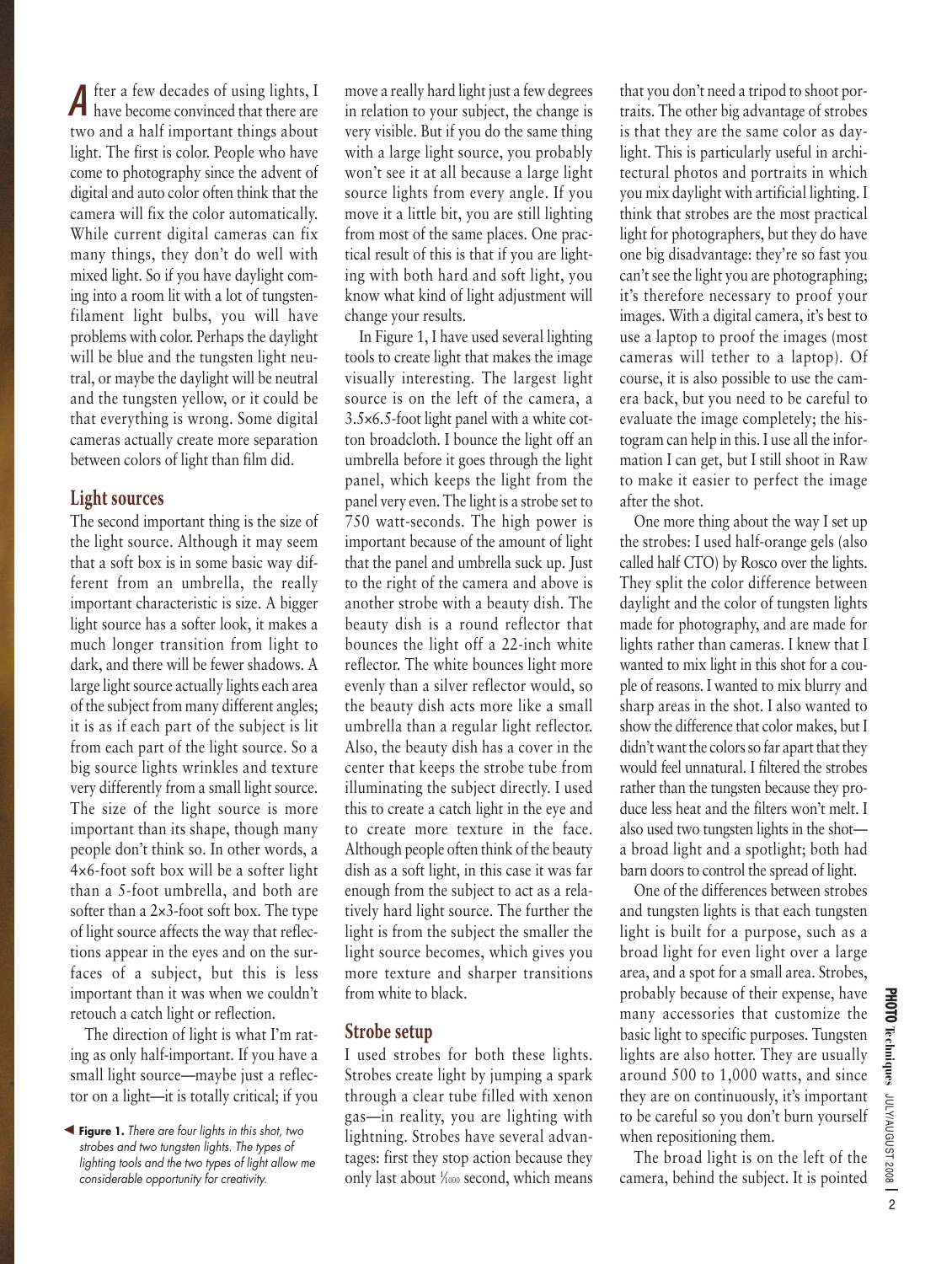After a few decades of using lights, I have become convinced that there are two and a half important things about light. The first is color. People who have come to photography since the advent of digital and auto color often think that the camera will fix the color automatically. While current digital cameras can fix many things, they don't do well with mixed light. So if you have daylight coming into a room lit with a lot of tungsten-filament light bulbs, you will have problems with color. Perhaps the daylight will be blue and the tungsten light neutral, or maybe the daylight will be neutral and the tungsten yellow, or it could be that everything is wrong. Some digital cameras actually create more separation between colors of light than film did.

## Light sources

The second important thing is the size of the light source. Although it may seem that a soft box is in some basic way different from an umbrella, the really important characteristic is size. A bigger light source has a softer look, it makes a much longer transition from light to dark, and there will be fewer shadows. A large light source actually lights each area of the subject from many different angles; it is as if each part of the subject is lit from each part of the light source. So a big source lights wrinkles and texture very differently from a small light source. The size of the light source is more important than its shape, though many people don't think so. In other words, a 4×6-foot soft box will be a softer light than a 5-foot umbrella, and both are softer than a 2×3-foot soft box. The type of light source affects the way that reflections appear in the eyes and on the surfaces of a subject, but this is less important than it was when we couldn't retouch a catch light or reflection.

The direction of light is what I'm rating as only half-important. If you have a small light source—maybe just a reflector on a light—it is totally critical; if you move a really hard light just a few degrees in relation to your subject, the change is very visible. But if you do the same thing with a large light source, you probably won't see it at all because a large light source lights from every angle. If you move it a little bit, you are still lighting from most of the same places. One practical result of this is that if you are lighting with both hard and soft light, you know what kind of light adjustment will change your results.

In Figure 1, I have used several lighting tools to create light that makes the image visually interesting. The largest light source is on the left of the camera, a 3.5×6.5-foot light panel with a white cotton broadcloth. I bounce the light off an umbrella before it goes through the light panel, which keeps the light from the panel very even. The light is a strobe set to 750 watt-seconds. The high power is important because of the amount of light that the panel and umbrella suck up. Just to the right of the camera and above is another strobe with a beauty dish. The beauty dish is a round reflector that bounces the light off a 22-inch white reflector. The white bounces light more evenly than a silver reflector would, so the beauty dish acts more like a small umbrella than a regular light reflector. Also, the beauty dish has a cover in the center that keeps the strobe tube from illuminating the subject directly. I used this to create a catch light in the eye and to create more texture in the face. Although people often think of the beauty dish as a soft light, in this case it was far enough from the subject to act as a relatively hard light source. The further the light is from the subject the smaller the light source becomes, which gives you more texture and sharper transitions from white to black.

## Strobe setup

I used strobes for both these lights. Strobes create light by jumping a spark through a clear tube filled with xenon gas—in reality, you are lighting with lightning. Strobes have several advantages: first they stop action because they only last about 1/1000 second, which means that you don't need a tripod to shoot portraits. The other big advantage of strobes is that they are the same color as daylight. This is particularly useful in architectural photos and portraits in which you mix daylight with artificial lighting. I think that strobes are the most practical light for photographers, but they do have one big disadvantage: they're so fast you can't see the light you are photographing; it's therefore necessary to proof your images. With a digital camera, it's best to use a laptop to proof the images (most cameras will tether to a laptop). Of course, it is also possible to use the camera back, but you need to be careful to evaluate the image completely; the histogram can help in this. I use all the information I can get, but I still shoot in Raw to make it easier to perfect the image after the shot.

One more thing about the way I set up the strobes: I used half-orange gels (also called half CTO) by Rosco over the lights. They split the color difference between daylight and the color of tungsten lights made for photography, and are made for lights rather than cameras. I knew that I wanted to mix light in this shot for a couple of reasons. I wanted to mix blurry and sharp areas in the shot. I also wanted to show the difference that color makes, but I didn't want the colors so far apart that they would feel unnatural. I filtered the strobes rather than the tungsten because they produce less heat and the filters won't melt. I also used two tungsten lights in the shot—a broad light and a spotlight; both had barn doors to control the spread of light.

One of the differences between strobes and tungsten lights is that each tungsten light is built for a purpose, such as a broad light for even light over a large area, and a spot for a small area. Strobes, probably because of their expense, have many accessories that customize the basic light to specific purposes. Tungsten lights are also hotter. They are usually around 500 to 1,000 watts, and since they are on continuously, it's important to be careful so you don't burn yourself when repositioning them.

The broad light is on the left of the camera, behind the subject. It is pointed

◀ **Figure 1.** *There are four lights in this shot, two strobes and two tungsten lights. The types of lighting tools and the two types of light allow me considerable opportunity for creativity.*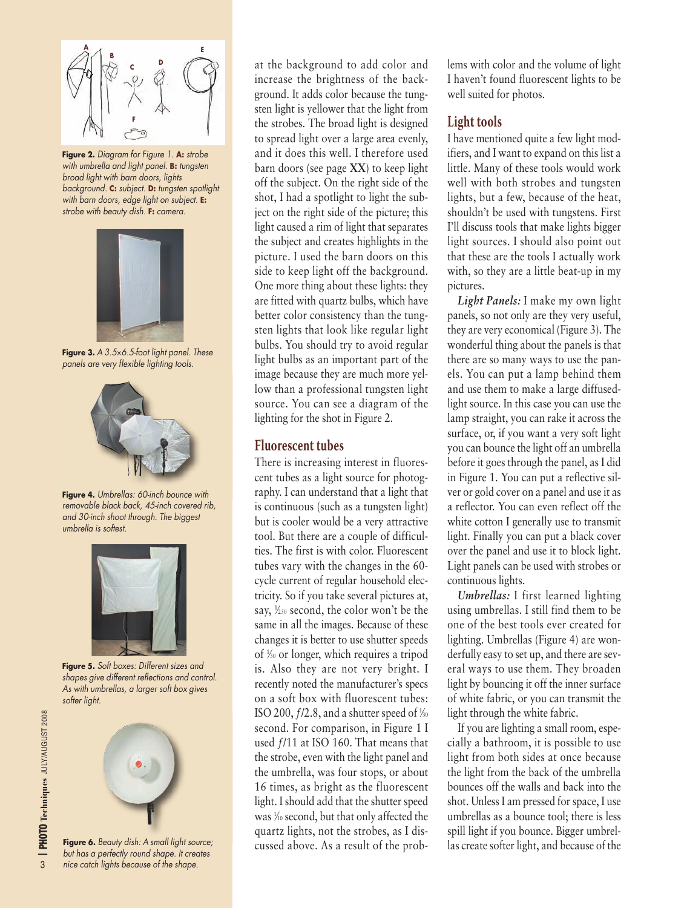**Figure 2.** *Diagram for Figure 1.* **A:** *strobe with umbrella and light panel.* **B:** *tungsten broad light with barn doors, lights background.* **C:** *subject.* **D:** *tungsten spotlight with barn doors, edge light on subject.* **E:** *strobe with beauty dish.* **F:** *camera.*

**Figure 3.** *A 3.5×6.5-foot light panel. These panels are very flexible lighting tools.*

**Figure 4.** *Umbrellas: 60-inch bounce with removable black back, 45-inch covered rib, and 30-inch shoot through. The biggest umbrella is softest.*

**Figure 5.** *Soft boxes: Different sizes and shapes give different reflections and control. As with umbrellas, a larger soft box gives softer light.*

**Figure 6.** *Beauty dish: A small light source; but has a perfectly round shape. It creates nice catch lights because of the shape.*

at the background to add color and increase the brightness of the background. It adds color because the tungsten light is yellower that the light from the strobes. The broad light is designed to spread light over a large area evenly, and it does this well. I therefore used barn doors (see page **XX**) to keep light off the subject. On the right side of the shot, I had a spotlight to light the subject on the right side of the picture; this light caused a rim of light that separates the subject and creates highlights in the picture. I used the barn doors on this side to keep light off the background. One more thing about these lights: they are fitted with quartz bulbs, which have better color consistency than the tungsten lights that look like regular light bulbs. You should try to avoid regular light bulbs as an important part of the image because they are much more yellow than a professional tungsten light source. You can see a diagram of the lighting for the shot in Figure 2.

## Fluorescent tubes

There is increasing interest in fluorescent tubes as a light source for photography. I can understand that a light that is continuous (such as a tungsten light) but is cooler would be a very attractive tool. But there are a couple of difficulties. The first is with color. Fluorescent tubes vary with the changes in the 60-cycle current of regular household electricity. So if you take several pictures at, say, 1⁄250 second, the color won't be the same in all the images. Because of these changes it is better to use shutter speeds of 1⁄30 or longer, which requires a tripod is. Also they are not very bright. I recently noted the manufacturer's specs on a soft box with fluorescent tubes: ISO 200, *f*/2.8, and a shutter speed of 1⁄30 second. For comparison, in Figure 1 I used *f*/11 at ISO 160. That means that the strobe, even with the light panel and the umbrella, was four stops, or about 16 times, as bright as the fluorescent light. I should add that the shutter speed was 1⁄10 second, but that only affected the quartz lights, not the strobes, as I discussed above. As a result of the problems with color and the volume of light I haven't found fluorescent lights to be well suited for photos.

## Light tools

I have mentioned quite a few light modifiers, and I want to expand on this list a little. Many of these tools would work well with both strobes and tungsten lights, but a few, because of the heat, shouldn't be used with tungstens. First I'll discuss tools that make lights bigger light sources. I should also point out that these are the tools I actually work with, so they are a little beat-up in my pictures.

***Light Panels:*** I make my own light panels, so not only are they very useful, they are very economical (Figure 3). The wonderful thing about the panels is that there are so many ways to use the panels. You can put a lamp behind them and use them to make a large diffused-light source. In this case you can use the lamp straight, you can rake it across the surface, or, if you want a very soft light you can bounce the light off an umbrella before it goes through the panel, as I did in Figure 1. You can put a reflective silver or gold cover on a panel and use it as a reflector. You can even reflect off the white cotton I generally use to transmit light. Finally you can put a black cover over the panel and use it to block light. Light panels can be used with strobes or continuous lights.

***Umbrellas:*** I first learned lighting using umbrellas. I still find them to be one of the best tools ever created for lighting. Umbrellas (Figure 4) are wonderfully easy to set up, and there are several ways to use them. They broaden light by bouncing it off the inner surface of white fabric, or you can transmit the light through the white fabric.

If you are lighting a small room, especially a bathroom, it is possible to use light from both sides at once because the light from the back of the umbrella bounces off the walls and back into the shot. Unless I am pressed for space, I use umbrellas as a bounce tool; there is less spill light if you bounce. Bigger umbrellas create softer light, and because of the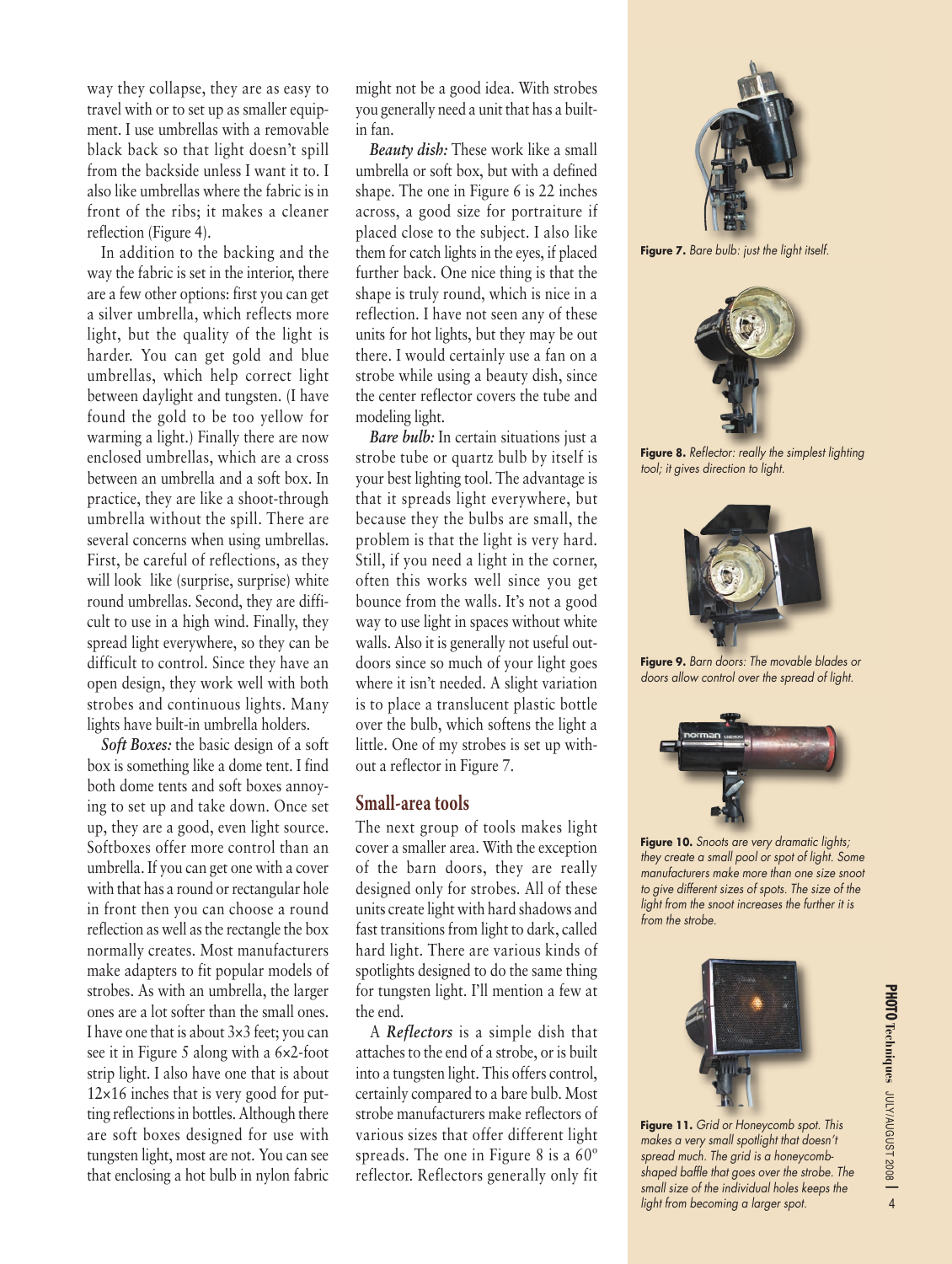way they collapse, they are as easy to travel with or to set up as smaller equipment. I use umbrellas with a removable black back so that light doesn't spill from the backside unless I want it to. I also like umbrellas where the fabric is in front of the ribs; it makes a cleaner reflection (Figure 4).

In addition to the backing and the way the fabric is set in the interior, there are a few other options: first you can get a silver umbrella, which reflects more light, but the quality of the light is harder. You can get gold and blue umbrellas, which help correct light between daylight and tungsten. (I have found the gold to be too yellow for warming a light.) Finally there are now enclosed umbrellas, which are a cross between an umbrella and a soft box. In practice, they are like a shoot-through umbrella without the spill. There are several concerns when using umbrellas. First, be careful of reflections, as they will look like (surprise, surprise) white round umbrellas. Second, they are difficult to use in a high wind. Finally, they spread light everywhere, so they can be difficult to control. Since they have an open design, they work well with both strobes and continuous lights. Many lights have built-in umbrella holders.

*Soft Boxes:* the basic design of a soft box is something like a dome tent. I find both dome tents and soft boxes annoying to set up and take down. Once set up, they are a good, even light source. Softboxes offer more control than an umbrella. If you can get one with a cover with that has a round or rectangular hole in front then you can choose a round reflection as well as the rectangle the box normally creates. Most manufacturers make adapters to fit popular models of strobes. As with an umbrella, the larger ones are a lot softer than the small ones. I have one that is about 3×3 feet; you can see it in Figure 5 along with a 6×2-foot strip light. I also have one that is about 12×16 inches that is very good for putting reflections in bottles. Although there are soft boxes designed for use with tungsten light, most are not. You can see that enclosing a hot bulb in nylon fabric might not be a good idea. With strobes you generally need a unit that has a built-in fan.

*Beauty dish:* These work like a small umbrella or soft box, but with a defined shape. The one in Figure 6 is 22 inches across, a good size for portraiture if placed close to the subject. I also like them for catch lights in the eyes, if placed further back. One nice thing is that the shape is truly round, which is nice in a reflection. I have not seen any of these units for hot lights, but they may be out there. I would certainly use a fan on a strobe while using a beauty dish, since the center reflector covers the tube and modeling light.

*Bare bulb:* In certain situations just a strobe tube or quartz bulb by itself is your best lighting tool. The advantage is that it spreads light everywhere, but because they the bulbs are small, the problem is that the light is very hard. Still, if you need a light in the corner, often this works well since you get bounce from the walls. It's not a good way to use light in spaces without white walls. Also it is generally not useful outdoors since so much of your light goes where it isn't needed. A slight variation is to place a translucent plastic bottle over the bulb, which softens the light a little. One of my strobes is set up without a reflector in Figure 7.

## Small-area tools

The next group of tools makes light cover a smaller area. With the exception of the barn doors, they are really designed only for strobes. All of these units create light with hard shadows and fast transitions from light to dark, called hard light. There are various kinds of spotlights designed to do the same thing for tungsten light. I'll mention a few at the end.

A ***Reflectors*** is a simple dish that attaches to the end of a strobe, or is built into a tungsten light. This offers control, certainly compared to a bare bulb. Most strobe manufacturers make reflectors of various sizes that offer different light spreads. The one in Figure 8 is a 60º reflector. Reflectors generally only fit

**Figure 7.** *Bare bulb: just the light itself.*

**Figure 8.** *Reflector: really the simplest lighting tool; it gives direction to light.*

**Figure 9.** *Barn doors: The movable blades or doors allow control over the spread of light.*

**Figure 10.** *Snoots are very dramatic lights; they create a small pool or spot of light. Some manufacturers make more than one size snoot to give different sizes of spots. The size of the light from the snoot increases the further it is from the strobe.*

**Figure 11.** *Grid or Honeycomb spot. This makes a very small spotlight that doesn't spread much. The grid is a honeycomb-shaped baffle that goes over the strobe. The small size of the individual holes keeps the light from becoming a larger spot.*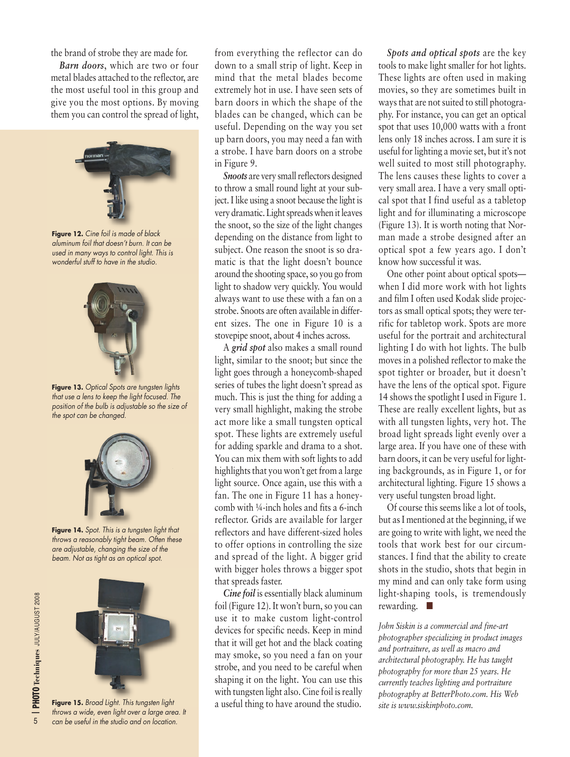the brand of strobe they are made for.

***Barn doors***, which are two or four metal blades attached to the reflector, are the most useful tool in this group and give you the most options. By moving them you can control the spread of light, from everything the reflector can do down to a small strip of light. Keep in mind that the metal blades become extremely hot in use. I have seen sets of barn doors in which the shape of the blades can be changed, which can be useful. Depending on the way you set up barn doors, you may need a fan with a strobe. I have barn doors on a strobe in Figure 9.

***Snoots*** are very small reflectors designed to throw a small round light at your subject. I like using a snoot because the light is very dramatic. Light spreads when it leaves the snoot, so the size of the light changes depending on the distance from light to subject. One reason the snoot is so dramatic is that the light doesn't bounce around the shooting space, so you go from light to shadow very quickly. You would always want to use these with a fan on a strobe. Snoots are often available in different sizes. The one in Figure 10 is a stovepipe snoot, about 4 inches across.

A ***grid spot*** also makes a small round light, similar to the snoot; but since the light goes through a honeycomb-shaped series of tubes the light doesn't spread as much. This is just the thing for adding a very small highlight, making the strobe act more like a small tungsten optical spot. These lights are extremely useful for adding sparkle and drama to a shot. You can mix them with soft lights to add highlights that you won't get from a large light source. Once again, use this with a fan. The one in Figure 11 has a honeycomb with ¼-inch holes and fits a 6-inch reflector. Grids are available for larger reflectors and have different-sized holes to offer options in controlling the size and spread of the light. A bigger grid with bigger holes throws a bigger spot that spreads faster.

***Cine foil*** is essentially black aluminum foil (Figure 12). It won't burn, so you can use it to make custom light-control devices for specific needs. Keep in mind that it will get hot and the black coating may smoke, so you need a fan on your strobe, and you need to be careful when shaping it on the light. You can use this with tungsten light also. Cine foil is really a useful thing to have around the studio.

***Spots and optical spots*** are the key tools to make light smaller for hot lights. These lights are often used in making movies, so they are sometimes built in ways that are not suited to still photography. For instance, you can get an optical spot that uses 10,000 watts with a front lens only 18 inches across. I am sure it is useful for lighting a movie set, but it's not well suited to most still photography. The lens causes these lights to cover a very small area. I have a very small optical spot that I find useful as a tabletop light and for illuminating a microscope (Figure 13). It is worth noting that Norman made a strobe designed after an optical spot a few years ago. I don't know how successful it was.

One other point about optical spots—when I did more work with hot lights and film I often used Kodak slide projectors as small optical spots; they were terrific for tabletop work. Spots are more useful for the portrait and architectural lighting I do with hot lights. The bulb moves in a polished reflector to make the spot tighter or broader, but it doesn't have the lens of the optical spot. Figure 14 shows the spotlight I used in Figure 1. These are really excellent lights, but as with all tungsten lights, very hot. The broad light spreads light evenly over a large area. If you have one of these with barn doors, it can be very useful for lighting backgrounds, as in Figure 1, or for architectural lighting. Figure 15 shows a very useful tungsten broad light.

Of course this seems like a lot of tools, but as I mentioned at the beginning, if we are going to write with light, we need the tools that work best for our circumstances. I find that the ability to create shots in the studio, shots that begin in my mind and can only take form using light-shaping tools, is tremendously rewarding. ■

**Figure 12.** *Cine foil is made of black aluminum foil that doesn't burn. It can be used in many ways to control light. This is wonderful stuff to have in the studio.*

**Figure 13.** *Optical Spots are tungsten lights that use a lens to keep the light focused. The position of the bulb is adjustable so the size of the spot can be changed.*

**Figure 14.** *Spot. This is a tungsten light that throws a reasonably tight beam. Often these are adjustable, changing the size of the beam. Not as tight as an optical spot.*

**Figure 15.** *Broad Light. This tungsten light throws a wide, even light over a large area. It can be useful in the studio and on location.*

*John Siskin is a commercial and fine-art photographer specializing in product images and portraiture, as well as macro and architectural photography. He has taught photography for more than 25 years. He currently teaches lighting and portraiture photography at BetterPhoto.com. His Web site is www.siskinphoto.com.*